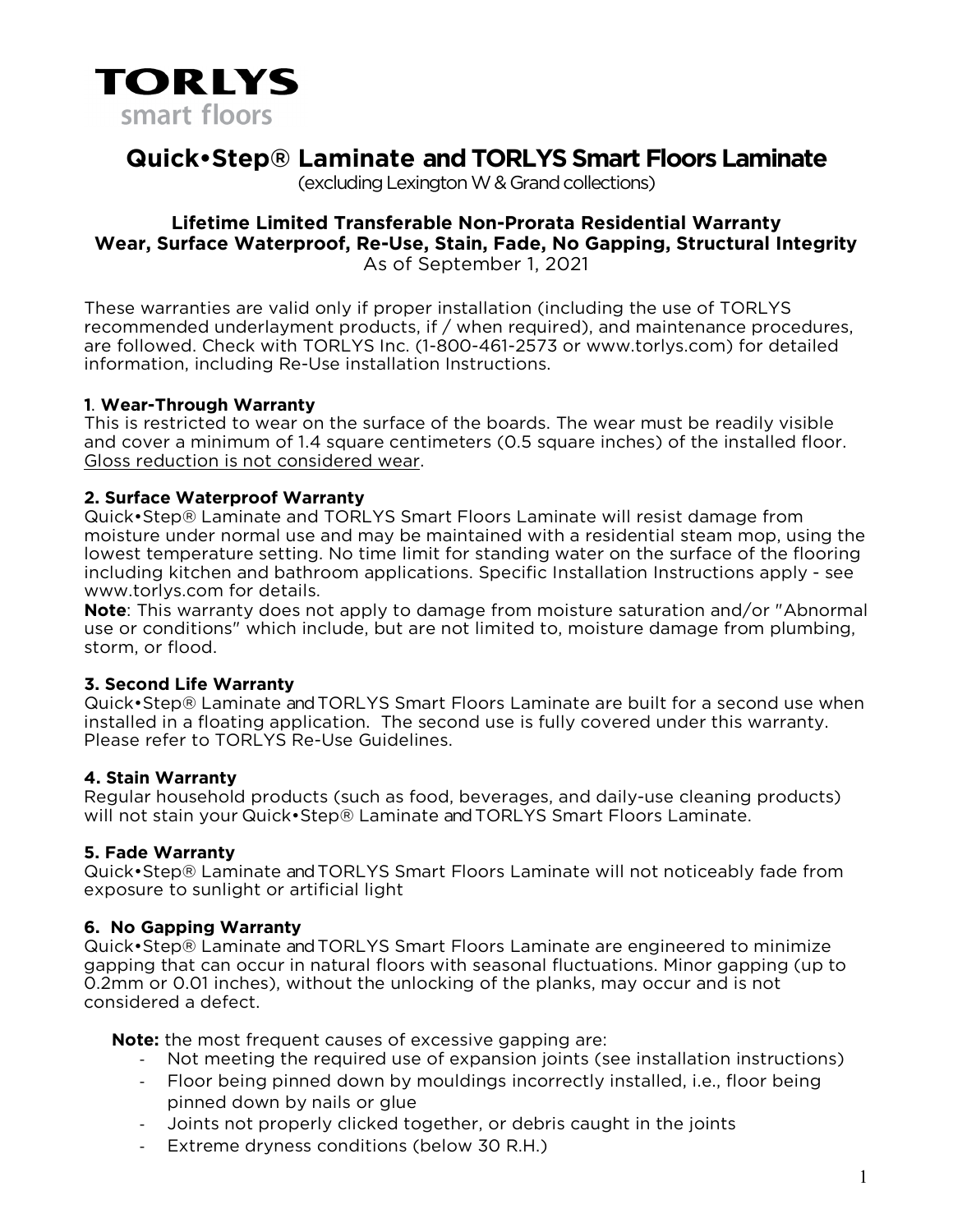**TORLYS**
smart floors

# Quick•Step® Laminate and TORLYS Smart Floors Laminate

(excluding Lexington W & Grand collections)

## Lifetime Limited Transferable Non-Prorata Residential Warranty
## Wear, Surface Waterproof, Re-Use, Stain, Fade, No Gapping, Structural Integrity

As of September 1, 2021

These warranties are valid only if proper installation (including the use of TORLYS recommended underlayment products, if / when required), and maintenance procedures, are followed. Check with TORLYS Inc. (1-800-461-2573 or www.torlys.com) for detailed information, including Re-Use installation Instructions.

### 1. Wear-Through Warranty

This is restricted to wear on the surface of the boards. The wear must be readily visible and cover a minimum of 1.4 square centimeters (0.5 square inches) of the installed floor. <u>Gloss reduction is not considered wear</u>.

### 2. Surface Waterproof Warranty

Quick•Step® Laminate and TORLYS Smart Floors Laminate will resist damage from moisture under normal use and may be maintained with a residential steam mop, using the lowest temperature setting. No time limit for standing water on the surface of the flooring including kitchen and bathroom applications. Specific Installation Instructions apply - see www.torlys.com for details.

**Note**: This warranty does not apply to damage from moisture saturation and/or "Abnormal use or conditions" which include, but are not limited to, moisture damage from plumbing, storm, or flood.

### 3. Second Life Warranty

Quick•Step® Laminate and TORLYS Smart Floors Laminate are built for a second use when installed in a floating application. The second use is fully covered under this warranty. Please refer to TORLYS Re-Use Guidelines.

### 4. Stain Warranty

Regular household products (such as food, beverages, and daily-use cleaning products) will not stain your Quick•Step® Laminate and TORLYS Smart Floors Laminate.

### 5. Fade Warranty

Quick•Step® Laminate and TORLYS Smart Floors Laminate will not noticeably fade from exposure to sunlight or artificial light

### 6. No Gapping Warranty

Quick•Step® Laminate and TORLYS Smart Floors Laminate are engineered to minimize gapping that can occur in natural floors with seasonal fluctuations. Minor gapping (up to 0.2mm or 0.01 inches), without the unlocking of the planks, may occur and is not considered a defect.

**Note:** the most frequent causes of excessive gapping are:

- Not meeting the required use of expansion joints (see installation instructions)
- Floor being pinned down by mouldings incorrectly installed, i.e., floor being pinned down by nails or glue
- Joints not properly clicked together, or debris caught in the joints
- Extreme dryness conditions (below 30 R.H.)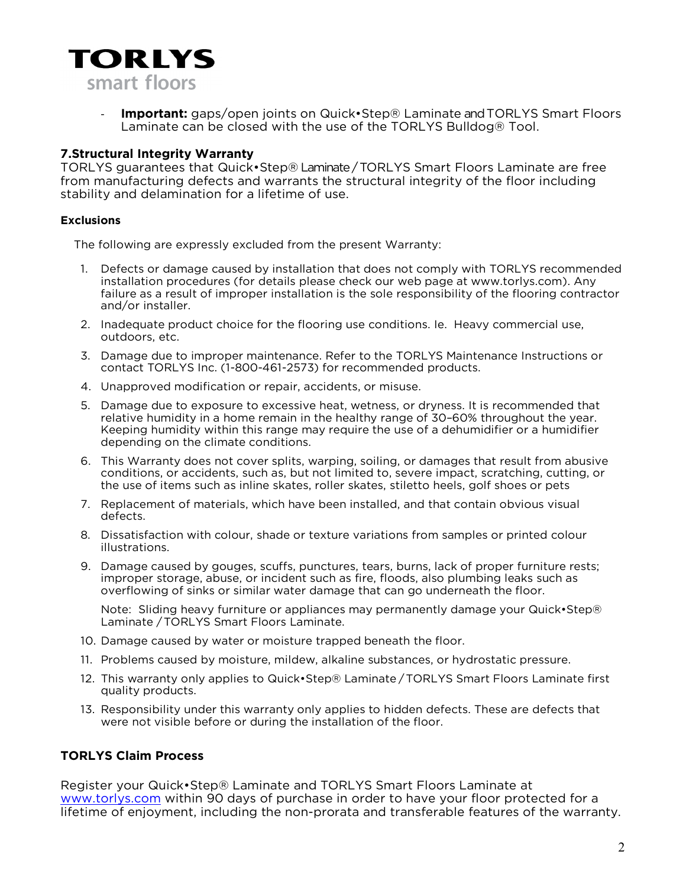- **Important:** gaps/open joints on Quick•Step® Laminate and TORLYS Smart Floors Laminate can be closed with the use of the TORLYS Bulldog® Tool.

### 7.Structural Integrity Warranty

TORLYS guarantees that Quick•Step® Laminate / TORLYS Smart Floors Laminate are free from manufacturing defects and warrants the structural integrity of the floor including stability and delamination for a lifetime of use.

#### Exclusions

The following are expressly excluded from the present Warranty:

1. Defects or damage caused by installation that does not comply with TORLYS recommended installation procedures (for details please check our web page at www.torlys.com). Any failure as a result of improper installation is the sole responsibility of the flooring contractor and/or installer.
2. Inadequate product choice for the flooring use conditions. Ie. Heavy commercial use, outdoors, etc.
3. Damage due to improper maintenance. Refer to the TORLYS Maintenance Instructions or contact TORLYS Inc. (1-800-461-2573) for recommended products.
4. Unapproved modification or repair, accidents, or misuse.
5. Damage due to exposure to excessive heat, wetness, or dryness. It is recommended that relative humidity in a home remain in the healthy range of 30–60% throughout the year. Keeping humidity within this range may require the use of a dehumidifier or a humidifier depending on the climate conditions.
6. This Warranty does not cover splits, warping, soiling, or damages that result from abusive conditions, or accidents, such as, but not limited to, severe impact, scratching, cutting, or the use of items such as inline skates, roller skates, stiletto heels, golf shoes or pets
7. Replacement of materials, which have been installed, and that contain obvious visual defects.
8. Dissatisfaction with colour, shade or texture variations from samples or printed colour illustrations.
9. Damage caused by gouges, scuffs, punctures, tears, burns, lack of proper furniture rests; improper storage, abuse, or incident such as fire, floods, also plumbing leaks such as overflowing of sinks or similar water damage that can go underneath the floor.

   Note: Sliding heavy furniture or appliances may permanently damage your Quick•Step® Laminate / TORLYS Smart Floors Laminate.
10. Damage caused by water or moisture trapped beneath the floor.
11. Problems caused by moisture, mildew, alkaline substances, or hydrostatic pressure.
12. This warranty only applies to Quick•Step® Laminate / TORLYS Smart Floors Laminate first quality products.
13. Responsibility under this warranty only applies to hidden defects. These are defects that were not visible before or during the installation of the floor.

### TORLYS Claim Process

Register your Quick•Step® Laminate and TORLYS Smart Floors Laminate at www.torlys.com within 90 days of purchase in order to have your floor protected for a lifetime of enjoyment, including the non-prorata and transferable features of the warranty.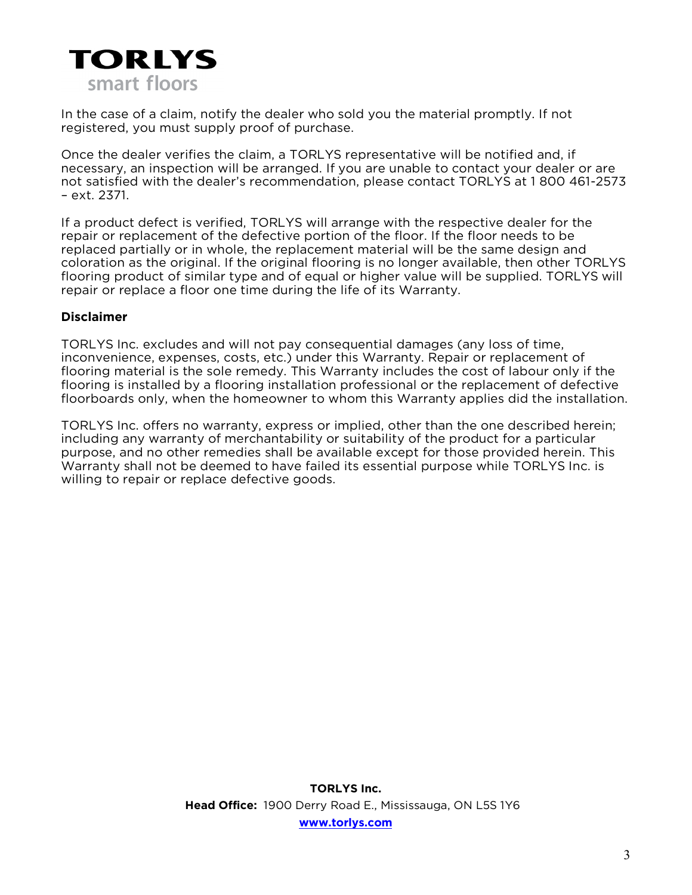In the case of a claim, notify the dealer who sold you the material promptly. If not registered, you must supply proof of purchase.

Once the dealer verifies the claim, a TORLYS representative will be notified and, if necessary, an inspection will be arranged. If you are unable to contact your dealer or are not satisfied with the dealer's recommendation, please contact TORLYS at 1 800 461-2573 – ext. 2371.

If a product defect is verified, TORLYS will arrange with the respective dealer for the repair or replacement of the defective portion of the floor. If the floor needs to be replaced partially or in whole, the replacement material will be the same design and coloration as the original. If the original flooring is no longer available, then other TORLYS flooring product of similar type and of equal or higher value will be supplied. TORLYS will repair or replace a floor one time during the life of its Warranty.

**Disclaimer**

TORLYS Inc. excludes and will not pay consequential damages (any loss of time, inconvenience, expenses, costs, etc.) under this Warranty. Repair or replacement of flooring material is the sole remedy. This Warranty includes the cost of labour only if the flooring is installed by a flooring installation professional or the replacement of defective floorboards only, when the homeowner to whom this Warranty applies did the installation.

TORLYS Inc. offers no warranty, express or implied, other than the one described herein; including any warranty of merchantability or suitability of the product for a particular purpose, and no other remedies shall be available except for those provided herein. This Warranty shall not be deemed to have failed its essential purpose while TORLYS Inc. is willing to repair or replace defective goods.

**TORLYS Inc.**
**Head Office:** 1900 Derry Road E., Mississauga, ON L5S 1Y6
**www.torlys.com**